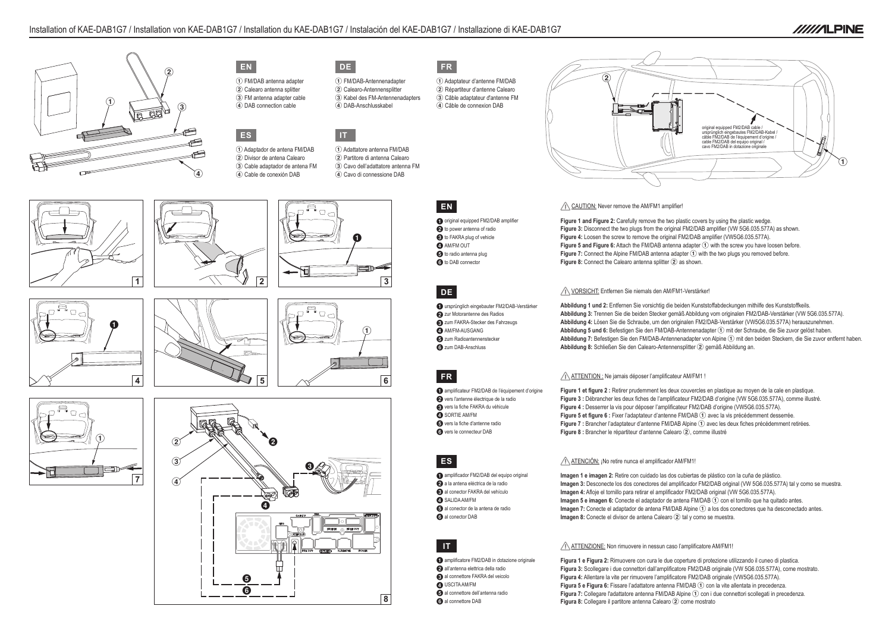# Installation of KAE-DAB1G7 / Installation von KAE-DAB1G7 / Installation du KAE-DAB1G7 / Instalación del KAE-DAB1G7 / Installazione di KAE-DAB1G7

## EN

1. FM/DAB antenna adapter
2. Calearo antenna splitter
3. FM antenna adapter cable
4. DAB connection cable

## DE

1. FM/DAB-Antennenadapter
2. Calearo-Antennensplitter
3. Kabel des FM-Antennenadapters
4. DAB-Anschlusskabel

## FR

1. Adaptateur d'antenne FM/DAB
2. Répartiteur d'antenne Calearo
3. Câble adaptateur d'antenne FM
4. Câble de connexion DAB

## ES

1. Adaptador de antena FM/DAB
2. Divisor de antena Calearo
3. Cable adaptador de antena FM
4. Cable de conexión DAB

## IT

1. Adattatore antenna FM/DAB
2. Partitore di antenna Calearo
3. Cavo dell'adattatore antenna FM
4. Cavo di connessione DAB

original equipped FM2/DAB cable / ursprünglich eingebautes FM2/DAB-Kabel / câble FM2/DAB de l'équipement d'origine / cable FM2/DAB del equipo original / cavo FM2/DAB in dotazione originale

## EN

1. original equipped FM2/DAB amplifier
2. to power antenna of radio
3. to FAKRA plug of vehicle
4. AM/FM OUT
5. to radio antenna plug
6. to DAB connector

⚠ CAUTION: Never remove the AM/FM1 amplifier!

**Figure 1 and Figure 2:** Carefully remove the two plastic covers by using the plastic wedge.
**Figure 3:** Disconnect the two plugs from the original FM2/DAB amplifier (VW 5G6.035.577A) as shown.
**Figure 4:** Loosen the screw to remove the original FM2/DAB amplifier (VW5G6.035.577A).
**Figure 5 and Figure 6:** Attach the FM/DAB antenna adapter ① with the screw you have loosen before.
**Figure 7:** Connect the Alpine FM/DAB antenna adapter ① with the two plugs you removed before.
**Figure 8:** Connect the Calearo antenna splitter ② as shown.

## DE

1. ursprünglich eingebauter FM2/DAB-Verstärker
2. zur Motorantenne des Radios
3. zum FAKRA-Stecker des Fahrzeugs
4. AM/FM-AUSGANG
5. zum Radioantennenstecker
6. zum DAB-Anschluss

⚠ VORSICHT: Entfernen Sie niemals den AM/FM1-Verstärker!

**Abbildung 1 und 2:** Entfernen Sie vorsichtig die beiden Kunststoffabdeckungen mithilfe des Kunststoffkeils.
**Abbildung 3:** Trennen Sie die beiden Stecker gemäß Abbildung vom originalen FM2/DAB-Verstärker (VW 5G6.035.577A).
**Abbildung 4:** Lösen Sie die Schraube, um den originalen FM2/DAB-Verstärker (VW5G6.035.577A) herauszunehmen.
**Abbildung 5 und 6:** Befestigen Sie den FM/DAB-Antennenadapter ① mit der Schraube, die Sie zuvor gelöst haben.
**Abbildung 7:** Befestigen Sie den FM/DAB-Antennenadapter von Alpine ① mit den beiden Steckern, die Sie zuvor entfernt haben.
**Abbildung 8:** Schließen Sie den Calearo-Antennensplitter ② gemäß Abbildung an.

## FR

1. amplificateur FM2/DAB de l'équipement d'origine
2. vers l'antenne électrique de la radio
3. vers la fiche FAKRA du véhicule
4. SORTIE AM/FM
5. vers la fiche d'antenne radio
6. vers le connecteur DAB

⚠ ATTENTION : Ne jamais déposer l'amplificateur AM/FM1 !

**Figure 1 et figure 2 :** Retirer prudemment les deux couvercles en plastique au moyen de la cale en plastique.
**Figure 3 :** Débrancher les deux fiches de l'amplificateur FM2/DAB d'origine (VW 5G6.035.577A), comme illustré.
**Figure 4 :** Desserrer la vis pour déposer l'amplificateur FM2/DAB d'origine (VW5G6.035.577A).
**Figure 5 et figure 6 :** Fixer l'adaptateur d'antenne FM/DAB ① avec la vis précédemment desserrée.
**Figure 7 :** Brancher l'adaptateur d'antenne FM/DAB Alpine ① avec les deux fiches précédemment retirées.
**Figure 8 :** Brancher le répartiteur d'antenne Calearo ②, comme illustré

## ES

1. amplificador FM2/DAB del equipo original
2. a la antena eléctrica de la radio
3. al conector FAKRA del vehículo
4. SALIDA AM/FM
5. al conector de la antena de radio
6. al conector DAB

⚠ ATENCIÓN: ¡No retire nunca el amplificador AM/FM1!

**Imagen 1 e imagen 2:** Retire con cuidado las dos cubiertas de plástico con la cuña de plástico.
**Imagen 3:** Desconecte los dos conectores del amplificador FM2/DAB original (VW 5G6.035.577A) tal y como se muestra.
**Imagen 4:** Afloje el tornillo para retirar el amplificador FM2/DAB original (VW 5G6.035.577A).
**Imagen 5 e imagen 6:** Conecte el adaptador de antena FM/DAB ① con el tornillo que ha quitado antes.
**Imagen 7:** Conecte el adaptador de antena FM/DAB Alpine ① a los dos conectores que ha desconectado antes.
**Imagen 8:** Conecte el divisor de antena Calearo ② tal y como se muestra.

## IT

1. amplificatore FM2/DAB in dotazione originale
2. all'antenna elettrica della radio
3. al connettore FAKRA del veicolo
4. USCITA AM/FM
5. al connettore dell'antenna radio
6. al connettore DAB

⚠ ATTENZIONE: Non rimuovere in nessun caso l'amplificatore AM/FM1!

**Figura 1 e Figura 2:** Rimuovere con cura le due coperture di protezione utilizzando il cuneo di plastica.
**Figura 3:** Scollegare i due connettori dall'amplificatore FM2/DAB originale (VW 5G6.035.577A), come mostrato.
**Figura 4:** Allentare la vite per rimuovere l'amplificatore FM2/DAB originale (VW5G6.035.577A).
**Figura 5 e Figura 6:** Fissare l'adattatore antenna FM/DAB ① con la vite allentata in precedenza.
**Figura 7:** Collegare l'adattatore antenna FM/DAB Alpine ① con i due connettori scollegati in precedenza.
**Figura 8:** Collegare il partitore antenna Calearo ② come mostrato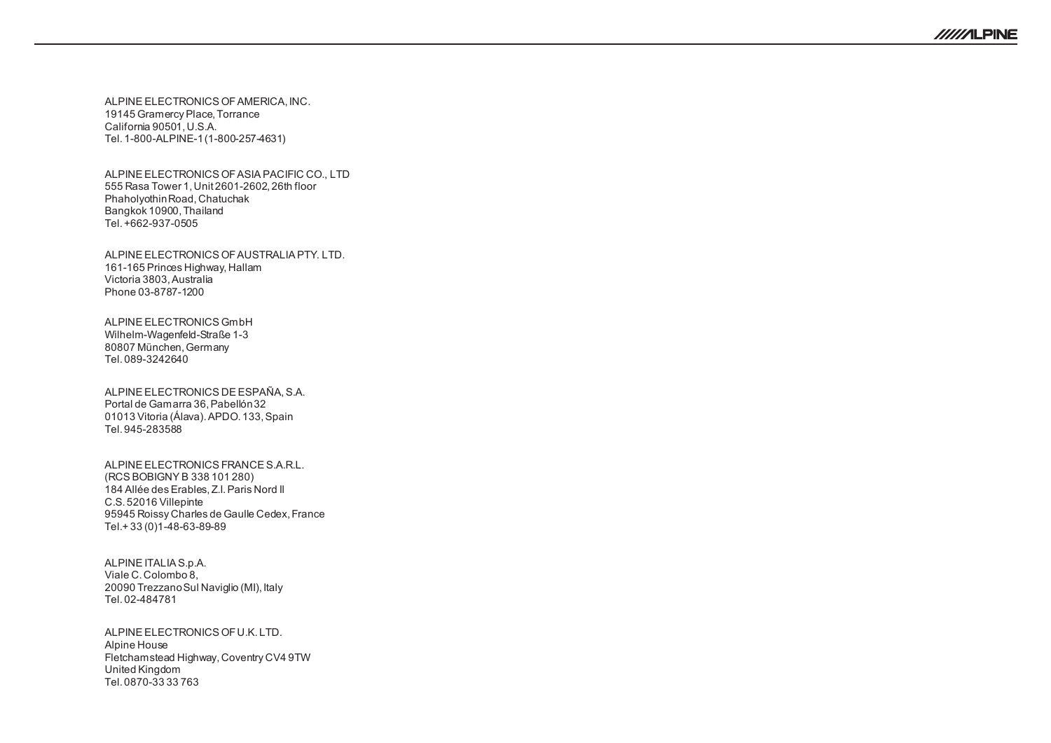ALPINE ELECTRONICS OF AMERICA, INC.
19145 Gramercy Place, Torrance
California 90501, U.S.A.
Tel. 1-800-ALPINE-1 (1-800-257-4631)

ALPINE ELECTRONICS OF ASIA PACIFIC CO., LTD
555 Rasa Tower 1, Unit 2601-2602, 26th floor
Phaholyothin Road, Chatuchak
Bangkok 10900, Thailand
Tel. +662-937-0505

ALPINE ELECTRONICS OF AUSTRALIA PTY. LTD.
161-165 Princes Highway, Hallam
Victoria 3803, Australia
Phone 03-8787-1200

ALPINE ELECTRONICS GmbH
Wilhelm-Wagenfeld-Straße 1-3
80807 München, Germany
Tel. 089-3242640

ALPINE ELECTRONICS DE ESPAÑA, S.A.
Portal de Gamarra 36, Pabellón 32
01013 Vitoria (Álava). APDO. 133, Spain
Tel. 945-283588

ALPINE ELECTRONICS FRANCE S.A.R.L.
(RCS BOBIGNY B 338 101 280)
184 Allée des Erables, Z.I. Paris Nord Il
C.S. 52016 Villepinte
95945 Roissy Charles de Gaulle Cedex, France
Tel.+ 33 (0)1-48-63-89-89

ALPINE ITALIA S.p.A.
Viale C. Colombo 8,
20090 Trezzano Sul Naviglio (MI), Italy
Tel. 02-484781

ALPINE ELECTRONICS OF U.K. LTD.
Alpine House
Fletchamstead Highway, Coventry CV4 9TW
United Kingdom
Tel. 0870-33 33 763